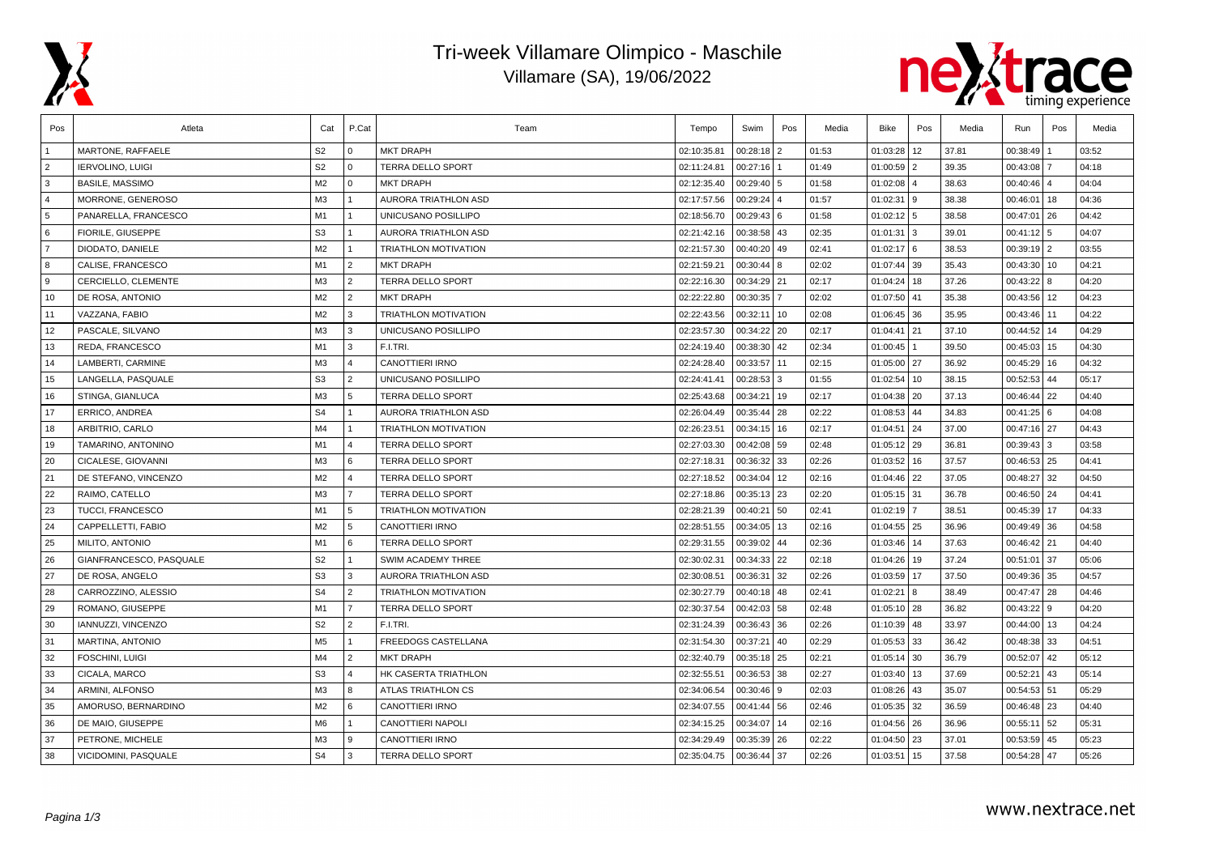# Tri-week Villamare Olimpico - Maschile

Villamare (SA), 19/06/2022

| Pos | Atleta | Cat | P.Cat | Team | Tempo | Swim | Pos | Media | Bike | Pos | Media | Run | Pos | Media |
|---|---|---|---|---|---|---|---|---|---|---|---|---|---|---|
| 1 | MARTONE, RAFFAELE | S2 | 0 | MKT DRAPH | 02:10:35.81 | 00:28:18 | 2 | 01:53 | 01:03:28 | 12 | 37.81 | 00:38:49 | 1 | 03:52 |
| 2 | IERVOLINO, LUIGI | S2 | 0 | TERRA DELLO SPORT | 02:11:24.81 | 00:27:16 | 1 | 01:49 | 01:00:59 | 2 | 39.35 | 00:43:08 | 7 | 04:18 |
| 3 | BASILE, MASSIMO | M2 | 0 | MKT DRAPH | 02:12:35.40 | 00:29:40 | 5 | 01:58 | 01:02:08 | 4 | 38.63 | 00:40:46 | 4 | 04:04 |
| 4 | MORRONE, GENEROSO | M3 | 1 | AURORA TRIATHLON ASD | 02:17:57.56 | 00:29:24 | 4 | 01:57 | 01:02:31 | 9 | 38.38 | 00:46:01 | 18 | 04:36 |
| 5 | PANARELLA, FRANCESCO | M1 | 1 | UNICUSANO POSILLIPO | 02:18:56.70 | 00:29:43 | 6 | 01:58 | 01:02:12 | 5 | 38.58 | 00:47:01 | 26 | 04:42 |
| 6 | FIORILE, GIUSEPPE | S3 | 1 | AURORA TRIATHLON ASD | 02:21:42.16 | 00:38:58 | 43 | 02:35 | 01:01:31 | 3 | 39.01 | 00:41:12 | 5 | 04:07 |
| 7 | DIODATO, DANIELE | M2 | 1 | TRIATHLON MOTIVATION | 02:21:57.30 | 00:40:20 | 49 | 02:41 | 01:02:17 | 6 | 38.53 | 00:39:19 | 2 | 03:55 |
| 8 | CALISE, FRANCESCO | M1 | 2 | MKT DRAPH | 02:21:59.21 | 00:30:44 | 8 | 02:02 | 01:07:44 | 39 | 35.43 | 00:43:30 | 10 | 04:21 |
| 9 | CERCIELLO, CLEMENTE | M3 | 2 | TERRA DELLO SPORT | 02:22:16.30 | 00:34:29 | 21 | 02:17 | 01:04:24 | 18 | 37.26 | 00:43:22 | 8 | 04:20 |
| 10 | DE ROSA, ANTONIO | M2 | 2 | MKT DRAPH | 02:22:22.80 | 00:30:35 | 7 | 02:02 | 01:07:50 | 41 | 35.38 | 00:43:56 | 12 | 04:23 |
| 11 | VAZZANA, FABIO | M2 | 3 | TRIATHLON MOTIVATION | 02:22:43.56 | 00:32:11 | 10 | 02:08 | 01:06:45 | 36 | 35.95 | 00:43:46 | 11 | 04:22 |
| 12 | PASCALE, SILVANO | M3 | 3 | UNICUSANO POSILLIPO | 02:23:57.30 | 00:34:22 | 20 | 02:17 | 01:04:41 | 21 | 37.10 | 00:44:52 | 14 | 04:29 |
| 13 | REDA, FRANCESCO | M1 | 3 | F.I.TRI. | 02:24:19.40 | 00:38:30 | 42 | 02:34 | 01:00:45 | 1 | 39.50 | 00:45:03 | 15 | 04:30 |
| 14 | LAMBERTI, CARMINE | M3 | 4 | CANOTTIERI IRNO | 02:24:28.40 | 00:33:57 | 11 | 02:15 | 01:05:00 | 27 | 36.92 | 00:45:29 | 16 | 04:32 |
| 15 | LANGELLA, PASQUALE | S3 | 2 | UNICUSANO POSILLIPO | 02:24:41.41 | 00:28:53 | 3 | 01:55 | 01:02:54 | 10 | 38.15 | 00:52:53 | 44 | 05:17 |
| 16 | STINGA, GIANLUCA | M3 | 5 | TERRA DELLO SPORT | 02:25:43.68 | 00:34:21 | 19 | 02:17 | 01:04:38 | 20 | 37.13 | 00:46:44 | 22 | 04:40 |
| 17 | ERRICO, ANDREA | S4 | 1 | AURORA TRIATHLON ASD | 02:26:04.49 | 00:35:44 | 28 | 02:22 | 01:08:53 | 44 | 34.83 | 00:41:25 | 6 | 04:08 |
| 18 | ARBITRIO, CARLO | M4 | 1 | TRIATHLON MOTIVATION | 02:26:23.51 | 00:34:15 | 16 | 02:17 | 01:04:51 | 24 | 37.00 | 00:47:16 | 27 | 04:43 |
| 19 | TAMARINO, ANTONINO | M1 | 4 | TERRA DELLO SPORT | 02:27:03.30 | 00:42:08 | 59 | 02:48 | 01:05:12 | 29 | 36.81 | 00:39:43 | 3 | 03:58 |
| 20 | CICALESE, GIOVANNI | M3 | 6 | TERRA DELLO SPORT | 02:27:18.31 | 00:36:32 | 33 | 02:26 | 01:03:52 | 16 | 37.57 | 00:46:53 | 25 | 04:41 |
| 21 | DE STEFANO, VINCENZO | M2 | 4 | TERRA DELLO SPORT | 02:27:18.52 | 00:34:04 | 12 | 02:16 | 01:04:46 | 22 | 37.05 | 00:48:27 | 32 | 04:50 |
| 22 | RAIMO, CATELLO | M3 | 7 | TERRA DELLO SPORT | 02:27:18.86 | 00:35:13 | 23 | 02:20 | 01:05:15 | 31 | 36.78 | 00:46:50 | 24 | 04:41 |
| 23 | TUCCI, FRANCESCO | M1 | 5 | TRIATHLON MOTIVATION | 02:28:21.39 | 00:40:21 | 50 | 02:41 | 01:02:19 | 7 | 38.51 | 00:45:39 | 17 | 04:33 |
| 24 | CAPPELLETTI, FABIO | M2 | 5 | CANOTTIERI IRNO | 02:28:51.55 | 00:34:05 | 13 | 02:16 | 01:04:55 | 25 | 36.96 | 00:49:49 | 36 | 04:58 |
| 25 | MILITO, ANTONIO | M1 | 6 | TERRA DELLO SPORT | 02:29:31.55 | 00:39:02 | 44 | 02:36 | 01:03:46 | 14 | 37.63 | 00:46:42 | 21 | 04:40 |
| 26 | GIANFRANCESCO, PASQUALE | S2 | 1 | SWIM ACADEMY THREE | 02:30:02.31 | 00:34:33 | 22 | 02:18 | 01:04:26 | 19 | 37.24 | 00:51:01 | 37 | 05:06 |
| 27 | DE ROSA, ANGELO | S3 | 3 | AURORA TRIATHLON ASD | 02:30:08.51 | 00:36:31 | 32 | 02:26 | 01:03:59 | 17 | 37.50 | 00:49:36 | 35 | 04:57 |
| 28 | CARROZZINO, ALESSIO | S4 | 2 | TRIATHLON MOTIVATION | 02:30:27.79 | 00:40:18 | 48 | 02:41 | 01:02:21 | 8 | 38.49 | 00:47:47 | 28 | 04:46 |
| 29 | ROMANO, GIUSEPPE | M1 | 7 | TERRA DELLO SPORT | 02:30:37.54 | 00:42:03 | 58 | 02:48 | 01:05:10 | 28 | 36.82 | 00:43:22 | 9 | 04:20 |
| 30 | IANNUZZI, VINCENZO | S2 | 2 | F.I.TRI. | 02:31:24.39 | 00:36:43 | 36 | 02:26 | 01:10:39 | 48 | 33.97 | 00:44:00 | 13 | 04:24 |
| 31 | MARTINA, ANTONIO | M5 | 1 | FREEDOGS CASTELLANA | 02:31:54.30 | 00:37:21 | 40 | 02:29 | 01:05:53 | 33 | 36.42 | 00:48:38 | 33 | 04:51 |
| 32 | FOSCHINI, LUIGI | M4 | 2 | MKT DRAPH | 02:32:40.79 | 00:35:18 | 25 | 02:21 | 01:05:14 | 30 | 36.79 | 00:52:07 | 42 | 05:12 |
| 33 | CICALA, MARCO | S3 | 4 | HK CASERTA TRIATHLON | 02:32:55.51 | 00:36:53 | 38 | 02:27 | 01:03:40 | 13 | 37.69 | 00:52:21 | 43 | 05:14 |
| 34 | ARMINI, ALFONSO | M3 | 8 | ATLAS TRIATHLON CS | 02:34:06.54 | 00:30:46 | 9 | 02:03 | 01:08:26 | 43 | 35.07 | 00:54:53 | 51 | 05:29 |
| 35 | AMORUSO, BERNARDINO | M2 | 6 | CANOTTIERI IRNO | 02:34:07.55 | 00:41:44 | 56 | 02:46 | 01:05:35 | 32 | 36.59 | 00:46:48 | 23 | 04:40 |
| 36 | DE MAIO, GIUSEPPE | M6 | 1 | CANOTTIERI NAPOLI | 02:34:15.25 | 00:34:07 | 14 | 02:16 | 01:04:56 | 26 | 36.96 | 00:55:11 | 52 | 05:31 |
| 37 | PETRONE, MICHELE | M3 | 9 | CANOTTIERI IRNO | 02:34:29.49 | 00:35:39 | 26 | 02:22 | 01:04:50 | 23 | 37.01 | 00:53:59 | 45 | 05:23 |
| 38 | VICIDOMINI, PASQUALE | S4 | 3 | TERRA DELLO SPORT | 02:35:04.75 | 00:36:44 | 37 | 02:26 | 01:03:51 | 15 | 37.58 | 00:54:28 | 47 | 05:26 |

www.nextrace.net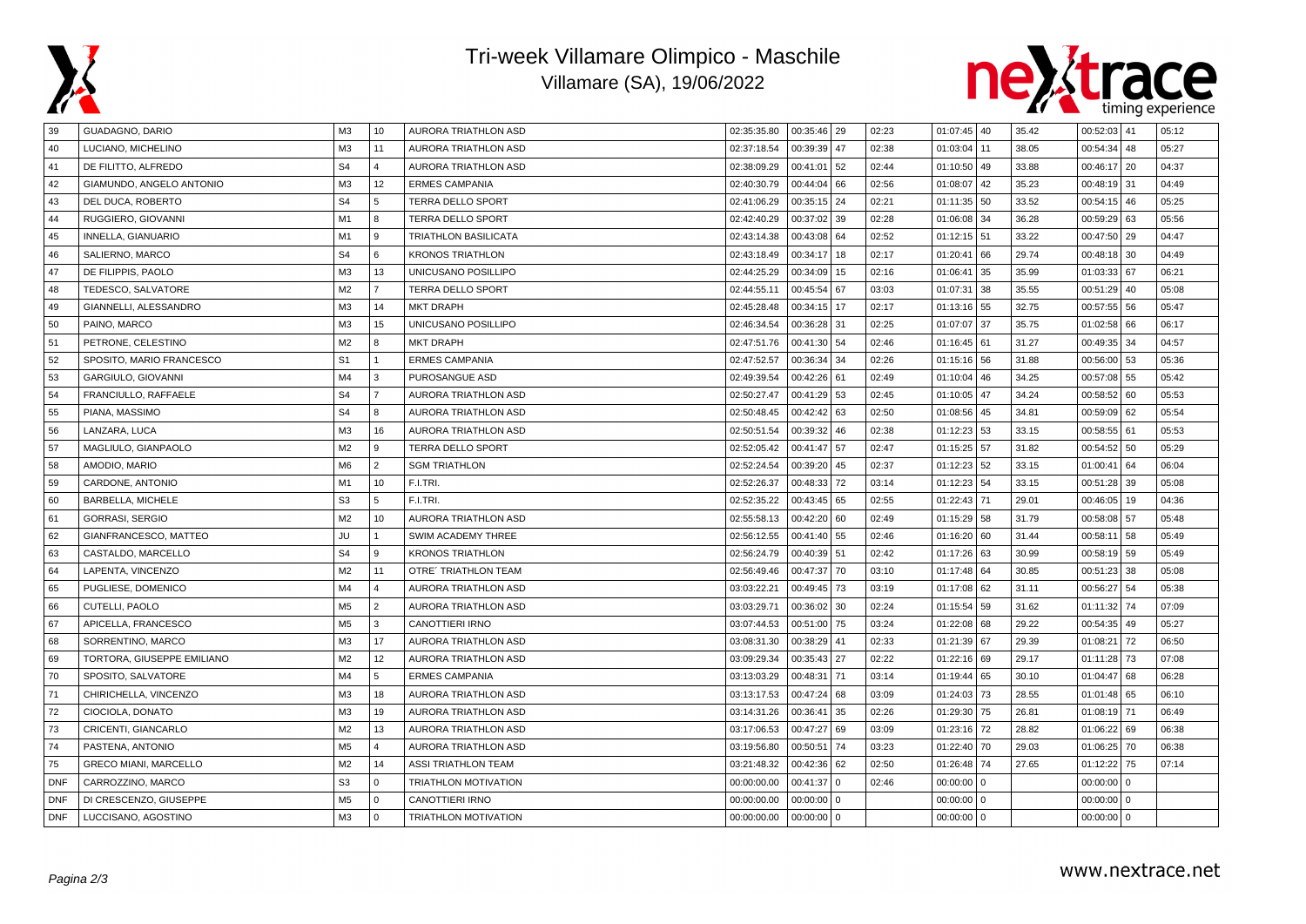# Tri-week Villamare Olimpico - Maschile

Villamare (SA), 19/06/2022

| | | | | | | | | | | | | | | |
|---|---|---|---|---|---|---|---|---|---|---|---|---|---|---|
| 39 | GUADAGNO, DARIO | M3 | 10 | AURORA TRIATHLON ASD | 02:35:35.80 | 00:35:46 | 29 | 02:23 | 01:07:45 | 40 | 35.42 | 00:52:03 | 41 | 05:12 |
| 40 | LUCIANO, MICHELINO | M3 | 11 | AURORA TRIATHLON ASD | 02:37:18.54 | 00:39:39 | 47 | 02:38 | 01:03:04 | 11 | 38.05 | 00:54:34 | 48 | 05:27 |
| 41 | DE FILITTO, ALFREDO | S4 | 4 | AURORA TRIATHLON ASD | 02:38:09.29 | 00:41:01 | 52 | 02:44 | 01:10:50 | 49 | 33.88 | 00:46:17 | 20 | 04:37 |
| 42 | GIAMUNDO, ANGELO ANTONIO | M3 | 12 | ERMES CAMPANIA | 02:40:30.79 | 00:44:04 | 66 | 02:56 | 01:08:07 | 42 | 35.23 | 00:48:19 | 31 | 04:49 |
| 43 | DEL DUCA, ROBERTO | S4 | 5 | TERRA DELLO SPORT | 02:41:06.29 | 00:35:15 | 24 | 02:21 | 01:11:35 | 50 | 33.52 | 00:54:15 | 46 | 05:25 |
| 44 | RUGGIERO, GIOVANNI | M1 | 8 | TERRA DELLO SPORT | 02:42:40.29 | 00:37:02 | 39 | 02:28 | 01:06:08 | 34 | 36.28 | 00:59:29 | 63 | 05:56 |
| 45 | INNELLA, GIANUARIO | M1 | 9 | TRIATHLON BASILICATA | 02:43:14.38 | 00:43:08 | 64 | 02:52 | 01:12:15 | 51 | 33.22 | 00:47:50 | 29 | 04:47 |
| 46 | SALIERNO, MARCO | S4 | 6 | KRONOS TRIATHLON | 02:43:18.49 | 00:34:17 | 18 | 02:17 | 01:20:41 | 66 | 29.74 | 00:48:18 | 30 | 04:49 |
| 47 | DE FILIPPIS, PAOLO | M3 | 13 | UNICUSANO POSILLIPO | 02:44:25.29 | 00:34:09 | 15 | 02:16 | 01:06:41 | 35 | 35.99 | 01:03:33 | 67 | 06:21 |
| 48 | TEDESCO, SALVATORE | M2 | 7 | TERRA DELLO SPORT | 02:44:55.11 | 00:45:54 | 67 | 03:03 | 01:07:31 | 38 | 35.55 | 00:51:29 | 40 | 05:08 |
| 49 | GIANNELLI, ALESSANDRO | M3 | 14 | MKT DRAPH | 02:45:28.48 | 00:34:15 | 17 | 02:17 | 01:13:16 | 55 | 32.75 | 00:57:55 | 56 | 05:47 |
| 50 | PAINO, MARCO | M3 | 15 | UNICUSANO POSILLIPO | 02:46:34.54 | 00:36:28 | 31 | 02:25 | 01:07:07 | 37 | 35.75 | 01:02:58 | 66 | 06:17 |
| 51 | PETRONE, CELESTINO | M2 | 8 | MKT DRAPH | 02:47:51.76 | 00:41:30 | 54 | 02:46 | 01:16:45 | 61 | 31.27 | 00:49:35 | 34 | 04:57 |
| 52 | SPOSITO, MARIO FRANCESCO | S1 | 1 | ERMES CAMPANIA | 02:47:52.57 | 00:36:34 | 34 | 02:26 | 01:15:16 | 56 | 31.88 | 00:56:00 | 53 | 05:36 |
| 53 | GARGIULO, GIOVANNI | M4 | 3 | PUROSANGUE ASD | 02:49:39.54 | 00:42:26 | 61 | 02:49 | 01:10:04 | 46 | 34.25 | 00:57:08 | 55 | 05:42 |
| 54 | FRANCIULLO, RAFFAELE | S4 | 7 | AURORA TRIATHLON ASD | 02:50:27.47 | 00:41:29 | 53 | 02:45 | 01:10:05 | 47 | 34.24 | 00:58:52 | 60 | 05:53 |
| 55 | PIANA, MASSIMO | S4 | 8 | AURORA TRIATHLON ASD | 02:50:48.45 | 00:42:42 | 63 | 02:50 | 01:08:56 | 45 | 34.81 | 00:59:09 | 62 | 05:54 |
| 56 | LANZARA, LUCA | M3 | 16 | AURORA TRIATHLON ASD | 02:50:51.54 | 00:39:32 | 46 | 02:38 | 01:12:23 | 53 | 33.15 | 00:58:55 | 61 | 05:53 |
| 57 | MAGLIULO, GIANPAOLO | M2 | 9 | TERRA DELLO SPORT | 02:52:05.42 | 00:41:47 | 57 | 02:47 | 01:15:25 | 57 | 31.82 | 00:54:52 | 50 | 05:29 |
| 58 | AMODIO, MARIO | M6 | 2 | SGM TRIATHLON | 02:52:24.54 | 00:39:20 | 45 | 02:37 | 01:12:23 | 52 | 33.15 | 01:00:41 | 64 | 06:04 |
| 59 | CARDONE, ANTONIO | M1 | 10 | F.I.TRI. | 02:52:26.37 | 00:48:33 | 72 | 03:14 | 01:12:23 | 54 | 33.15 | 00:51:28 | 39 | 05:08 |
| 60 | BARBELLA, MICHELE | S3 | 5 | F.I.TRI. | 02:52:35.22 | 00:43:45 | 65 | 02:55 | 01:22:43 | 71 | 29.01 | 00:46:05 | 19 | 04:36 |
| 61 | GORRASI, SERGIO | M2 | 10 | AURORA TRIATHLON ASD | 02:55:58.13 | 00:42:20 | 60 | 02:49 | 01:15:29 | 58 | 31.79 | 00:58:08 | 57 | 05:48 |
| 62 | GIANFRANCESCO, MATTEO | JU | 1 | SWIM ACADEMY THREE | 02:56:12.55 | 00:41:40 | 55 | 02:46 | 01:16:20 | 60 | 31.44 | 00:58:11 | 58 | 05:49 |
| 63 | CASTALDO, MARCELLO | S4 | 9 | KRONOS TRIATHLON | 02:56:24.79 | 00:40:35 | 51 | 02:42 | 01:17:26 | 63 | 30.99 | 00:58:19 | 59 | 05:49 |
| 64 | LAPENTA, VINCENZO | M2 | 11 | OTRE' TRIATHLON TEAM | 02:56:49.46 | 00:47:37 | 70 | 03:10 | 01:17:48 | 64 | 30.85 | 00:51:23 | 38 | 05:08 |
| 65 | PUGLIESE, DOMENICO | M4 | 4 | AURORA TRIATHLON ASD | 03:03:22.21 | 00:49:45 | 73 | 03:19 | 01:17:08 | 62 | 31.11 | 00:56:27 | 54 | 05:38 |
| 66 | CUTELLI, PAOLO | M5 | 2 | AURORA TRIATHLON ASD | 03:03:29.71 | 00:36:02 | 30 | 02:24 | 01:15:54 | 59 | 31.62 | 01:11:32 | 74 | 07:09 |
| 67 | APICELLA, FRANCESCO | M5 | 3 | CANOTTIERI IRNO | 03:07:44.53 | 00:51:00 | 75 | 03:24 | 01:22:08 | 68 | 29.22 | 00:54:35 | 49 | 05:27 |
| 68 | SORRENTINO, MARCO | M3 | 17 | AURORA TRIATHLON ASD | 03:08:31.30 | 00:38:29 | 41 | 02:33 | 01:21:39 | 67 | 29.39 | 01:08:21 | 72 | 06:50 |
| 69 | TORTORA, GIUSEPPE EMILIANO | M2 | 12 | AURORA TRIATHLON ASD | 03:09:29.34 | 00:35:43 | 27 | 02:22 | 01:22:16 | 69 | 29.17 | 01:11:28 | 73 | 07:08 |
| 70 | SPOSITO, SALVATORE | M4 | 5 | ERMES CAMPANIA | 03:13:03.29 | 00:48:31 | 71 | 03:14 | 01:19:44 | 65 | 30.10 | 01:04:47 | 68 | 06:28 |
| 71 | CHIRICHELLA, VINCENZO | M3 | 18 | AURORA TRIATHLON ASD | 03:13:17.53 | 00:47:24 | 68 | 03:09 | 01:24:03 | 73 | 28.55 | 01:01:48 | 65 | 06:10 |
| 72 | CIOCIOLA, DONATO | M3 | 19 | AURORA TRIATHLON ASD | 03:14:31.26 | 00:36:41 | 35 | 02:26 | 01:29:30 | 75 | 26.81 | 01:08:19 | 71 | 06:49 |
| 73 | CRICENTI, GIANCARLO | M2 | 13 | AURORA TRIATHLON ASD | 03:17:06.53 | 00:47:27 | 69 | 03:09 | 01:23:16 | 72 | 28.82 | 01:06:22 | 69 | 06:38 |
| 74 | PASTENA, ANTONIO | M5 | 4 | AURORA TRIATHLON ASD | 03:19:56.80 | 00:50:51 | 74 | 03:23 | 01:22:40 | 70 | 29.03 | 01:06:25 | 70 | 06:38 |
| 75 | GRECO MIANI, MARCELLO | M2 | 14 | ASSI TRIATHLON TEAM | 03:21:48.32 | 00:42:36 | 62 | 02:50 | 01:26:48 | 74 | 27.65 | 01:12:22 | 75 | 07:14 |
| DNF | CARROZZINO, MARCO | S3 | 0 | TRIATHLON MOTIVATION | 00:00:00.00 | 00:41:37 | 0 | 02:46 | 00:00:00 | 0 | | 00:00:00 | 0 | |
| DNF | DI CRESCENZO, GIUSEPPE | M5 | 0 | CANOTTIERI IRNO | 00:00:00.00 | 00:00:00 | 0 | | 00:00:00 | 0 | | 00:00:00 | 0 | |
| DNF | LUCCISANO, AGOSTINO | M3 | 0 | TRIATHLON MOTIVATION | 00:00:00.00 | 00:00:00 | 0 | | 00:00:00 | 0 | | 00:00:00 | 0 | |

www.nextrace.net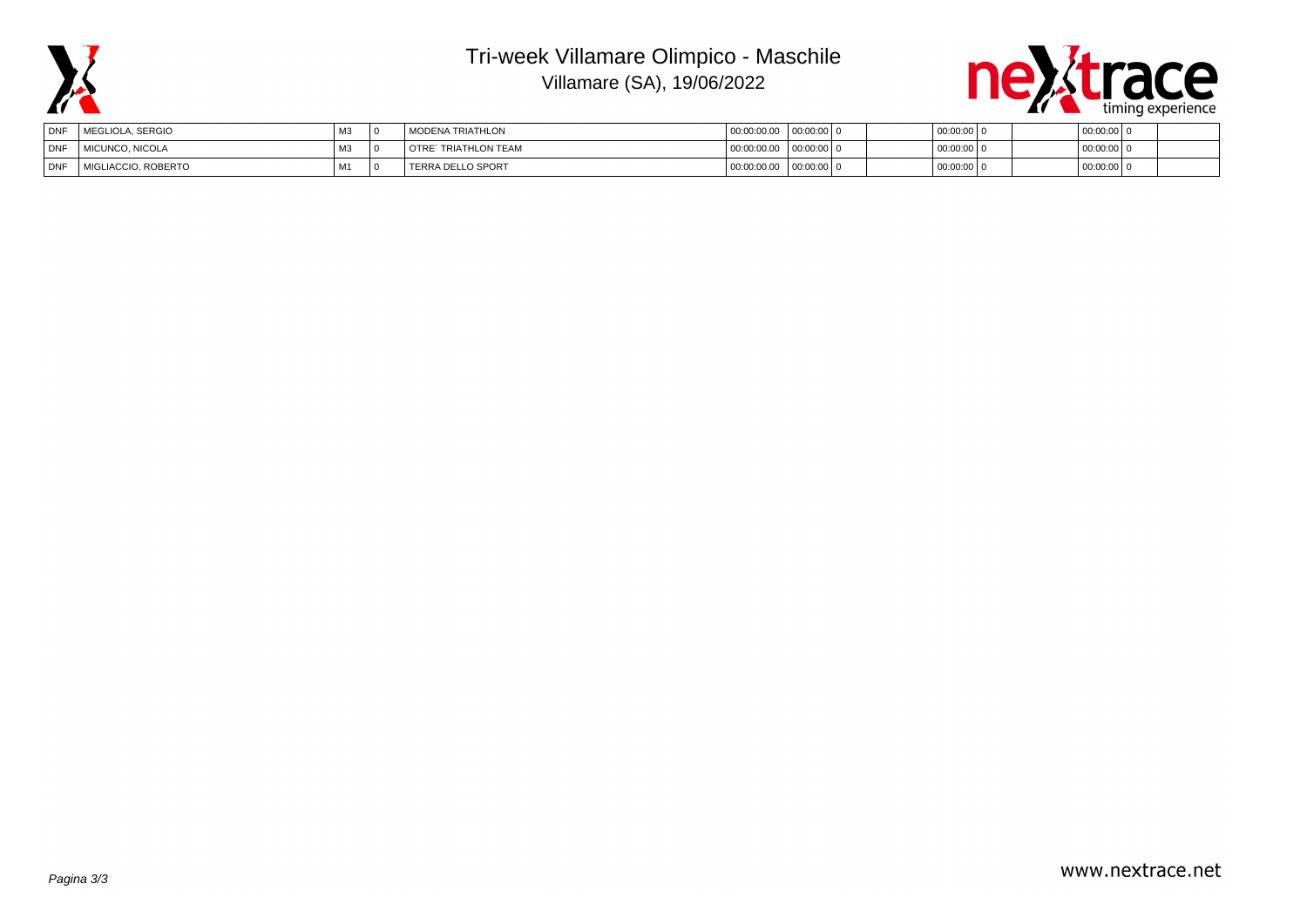| | | | | | | | | | | | | | | |
|---|---|---|---|---|---|---|---|---|---|---|---|---|---|---|
| DNF | MEGLIOLA, SERGIO | M3 | 0 | MODENA TRIATHLON | 00:00:00.00 | 00:00:00 | 0 | | 00:00:00 | 0 | | 00:00:00 | 0 | |
| DNF | MICUNCO, NICOLA | M3 | 0 | OTRE' TRIATHLON TEAM | 00:00:00.00 | 00:00:00 | 0 | | 00:00:00 | 0 | | 00:00:00 | 0 | |
| DNF | MIGLIACCIO, ROBERTO | M1 | 0 | TERRA DELLO SPORT | 00:00:00.00 | 00:00:00 | 0 | | 00:00:00 | 0 | | 00:00:00 | 0 | |